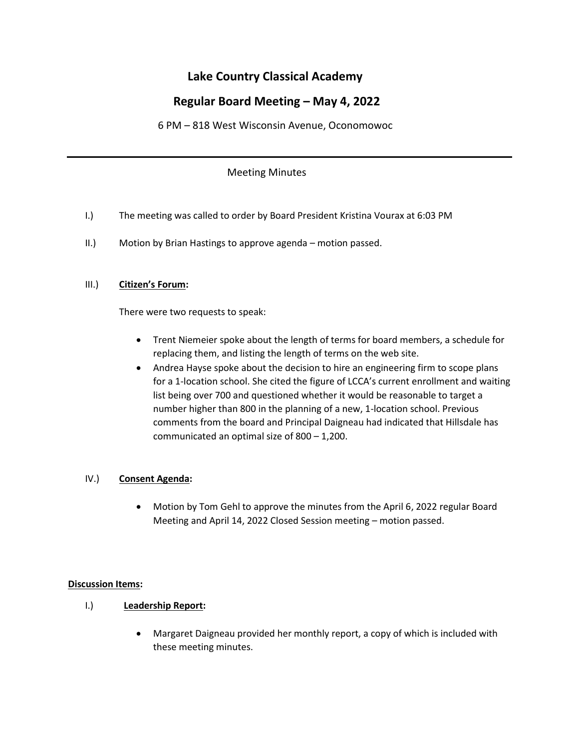# Lake Country Classical Academy

## Regular Board Meeting – May 4, 2022

6 PM – 818 West Wisconsin Avenue, Oconomowoc

---

Meeting Minutes

I.) The meeting was called to order by Board President Kristina Vourax at 6:03 PM

II.) Motion by Brian Hastings to approve agenda – motion passed.

III.) **Citizen's Forum:**

There were two requests to speak:

- Trent Niemeier spoke about the length of terms for board members, a schedule for replacing them, and listing the length of terms on the web site.
- Andrea Hayse spoke about the decision to hire an engineering firm to scope plans for a 1-location school. She cited the figure of LCCA's current enrollment and waiting list being over 700 and questioned whether it would be reasonable to target a number higher than 800 in the planning of a new, 1-location school. Previous comments from the board and Principal Daigneau had indicated that Hillsdale has communicated an optimal size of 800 – 1,200.

IV.) **Consent Agenda:**

- Motion by Tom Gehl to approve the minutes from the April 6, 2022 regular Board Meeting and April 14, 2022 Closed Session meeting – motion passed.

**Discussion Items:**

I.) **Leadership Report:**

- Margaret Daigneau provided her monthly report, a copy of which is included with these meeting minutes.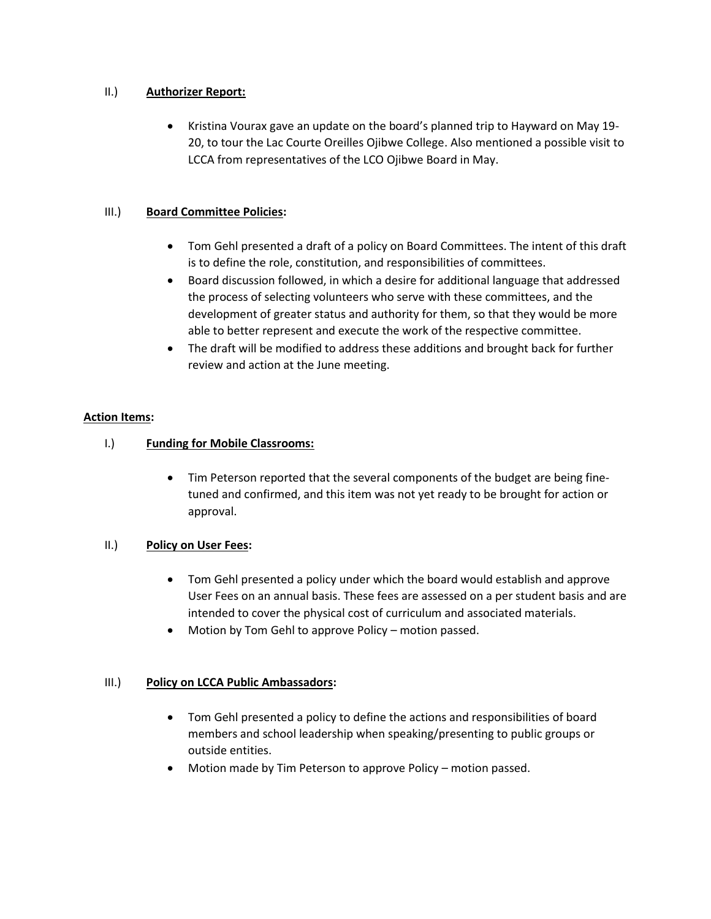II.) **Authorizer Report:**

- Kristina Vourax gave an update on the board's planned trip to Hayward on May 19-20, to tour the Lac Courte Oreilles Ojibwe College. Also mentioned a possible visit to LCCA from representatives of the LCO Ojibwe Board in May.

III.) **Board Committee Policies:**

- Tom Gehl presented a draft of a policy on Board Committees. The intent of this draft is to define the role, constitution, and responsibilities of committees.
- Board discussion followed, in which a desire for additional language that addressed the process of selecting volunteers who serve with these committees, and the development of greater status and authority for them, so that they would be more able to better represent and execute the work of the respective committee.
- The draft will be modified to address these additions and brought back for further review and action at the June meeting.

**Action Items:**

I.) **Funding for Mobile Classrooms:**

- Tim Peterson reported that the several components of the budget are being fine-tuned and confirmed, and this item was not yet ready to be brought for action or approval.

II.) **Policy on User Fees:**

- Tom Gehl presented a policy under which the board would establish and approve User Fees on an annual basis. These fees are assessed on a per student basis and are intended to cover the physical cost of curriculum and associated materials.
- Motion by Tom Gehl to approve Policy – motion passed.

III.) **Policy on LCCA Public Ambassadors:**

- Tom Gehl presented a policy to define the actions and responsibilities of board members and school leadership when speaking/presenting to public groups or outside entities.
- Motion made by Tim Peterson to approve Policy – motion passed.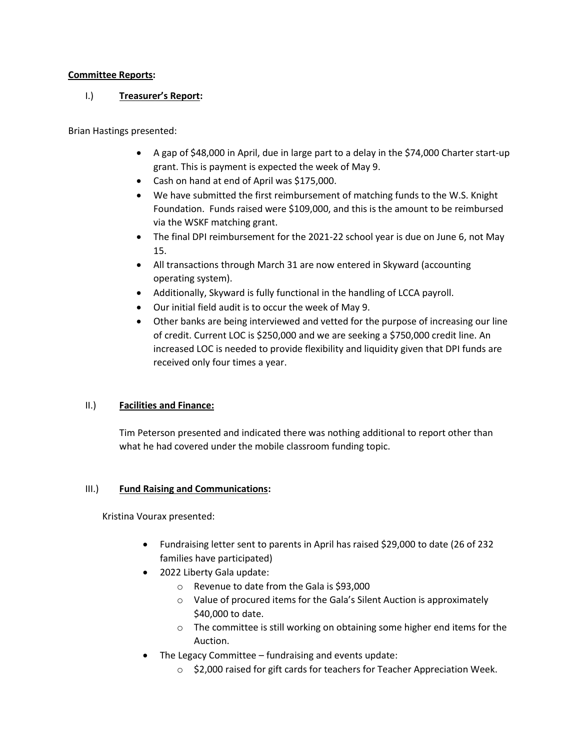**Committee Reports:**

I.) **Treasurer's Report:**

Brian Hastings presented:

- A gap of $48,000 in April, due in large part to a delay in the $74,000 Charter start-up grant. This is payment is expected the week of May 9.
- Cash on hand at end of April was $175,000.
- We have submitted the first reimbursement of matching funds to the W.S. Knight Foundation. Funds raised were $109,000, and this is the amount to be reimbursed via the WSKF matching grant.
- The final DPI reimbursement for the 2021-22 school year is due on June 6, not May 15.
- All transactions through March 31 are now entered in Skyward (accounting operating system).
- Additionally, Skyward is fully functional in the handling of LCCA payroll.
- Our initial field audit is to occur the week of May 9.
- Other banks are being interviewed and vetted for the purpose of increasing our line of credit. Current LOC is $250,000 and we are seeking a $750,000 credit line. An increased LOC is needed to provide flexibility and liquidity given that DPI funds are received only four times a year.

II.) **Facilities and Finance:**

Tim Peterson presented and indicated there was nothing additional to report other than what he had covered under the mobile classroom funding topic.

III.) **Fund Raising and Communications:**

Kristina Vourax presented:

- Fundraising letter sent to parents in April has raised $29,000 to date (26 of 232 families have participated)
- 2022 Liberty Gala update:
  - Revenue to date from the Gala is $93,000
  - Value of procured items for the Gala's Silent Auction is approximately $40,000 to date.
  - The committee is still working on obtaining some higher end items for the Auction.
- The Legacy Committee – fundraising and events update:
  - $2,000 raised for gift cards for teachers for Teacher Appreciation Week.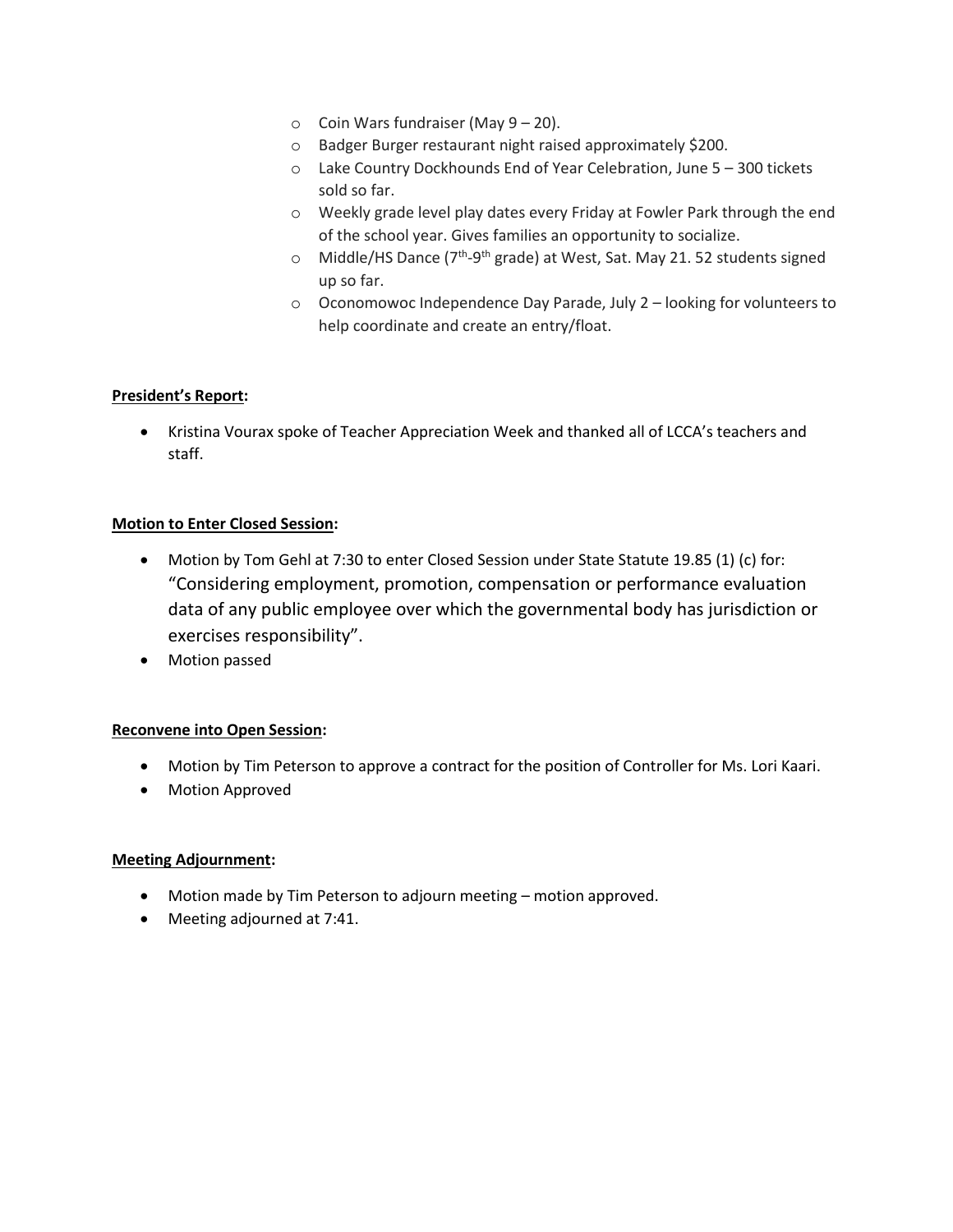- Coin Wars fundraiser (May 9 – 20).
- Badger Burger restaurant night raised approximately $200.
- Lake Country Dockhounds End of Year Celebration, June 5 – 300 tickets sold so far.
- Weekly grade level play dates every Friday at Fowler Park through the end of the school year. Gives families an opportunity to socialize.
- Middle/HS Dance (7th-9th grade) at West, Sat. May 21. 52 students signed up so far.
- Oconomowoc Independence Day Parade, July 2 – looking for volunteers to help coordinate and create an entry/float.

**President's Report:**

- Kristina Vourax spoke of Teacher Appreciation Week and thanked all of LCCA's teachers and staff.

**Motion to Enter Closed Session:**

- Motion by Tom Gehl at 7:30 to enter Closed Session under State Statute 19.85 (1) (c) for: "Considering employment, promotion, compensation or performance evaluation data of any public employee over which the governmental body has jurisdiction or exercises responsibility".
- Motion passed

**Reconvene into Open Session:**

- Motion by Tim Peterson to approve a contract for the position of Controller for Ms. Lori Kaari.
- Motion Approved

**Meeting Adjournment:**

- Motion made by Tim Peterson to adjourn meeting – motion approved.
- Meeting adjourned at 7:41.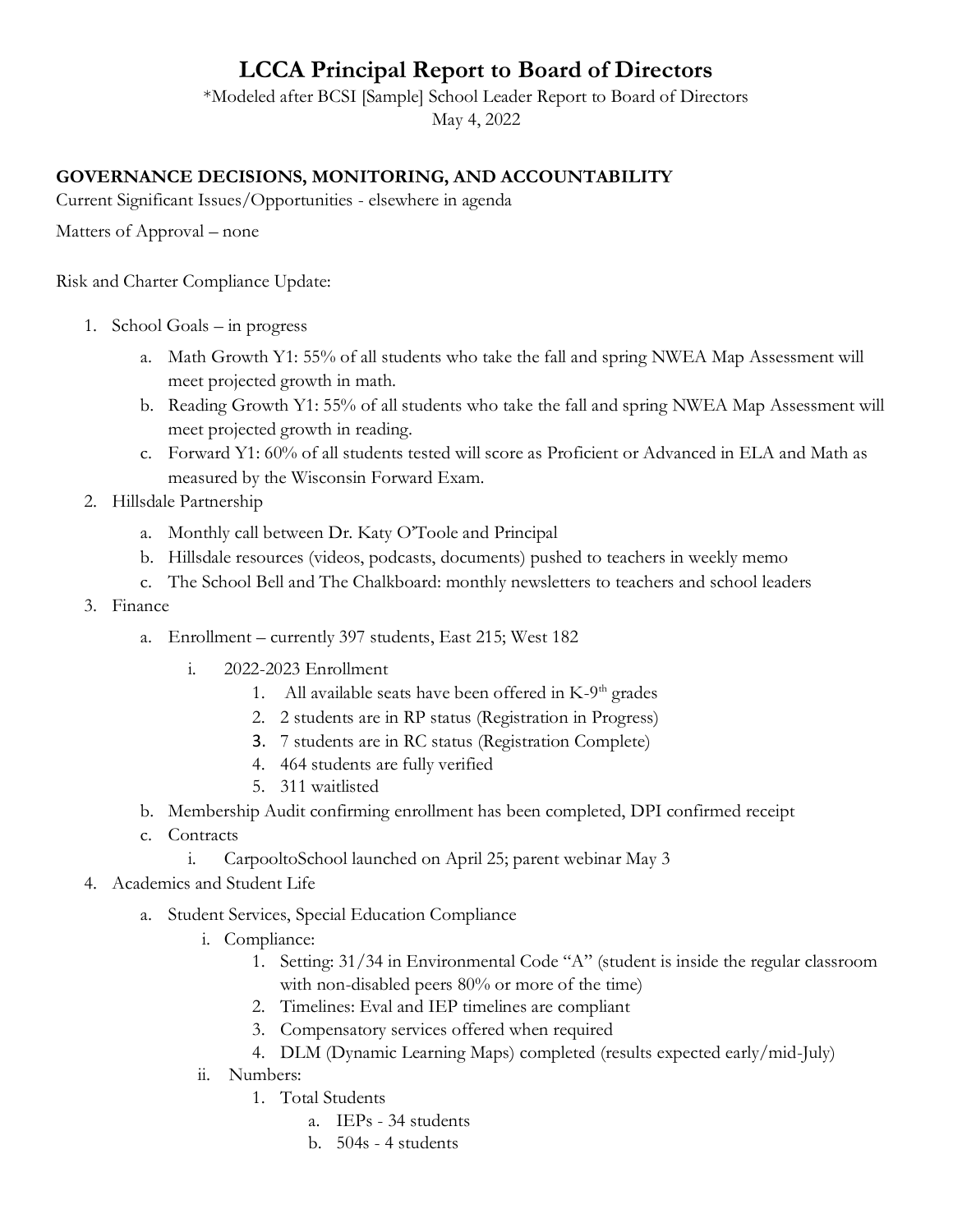# LCCA Principal Report to Board of Directors

*Modeled after BCSI [Sample] School Leader Report to Board of Directors

May 4, 2022

## GOVERNANCE DECISIONS, MONITORING, AND ACCOUNTABILITY

Current Significant Issues/Opportunities - elsewhere in agenda

Matters of Approval – none

Risk and Charter Compliance Update:

1. School Goals – in progress
    a. Math Growth Y1: 55% of all students who take the fall and spring NWEA Map Assessment will meet projected growth in math.
    b. Reading Growth Y1: 55% of all students who take the fall and spring NWEA Map Assessment will meet projected growth in reading.
    c. Forward Y1: 60% of all students tested will score as Proficient or Advanced in ELA and Math as measured by the Wisconsin Forward Exam.
2. Hillsdale Partnership
    a. Monthly call between Dr. Katy O'Toole and Principal
    b. Hillsdale resources (videos, podcasts, documents) pushed to teachers in weekly memo
    c. The School Bell and The Chalkboard: monthly newsletters to teachers and school leaders
3. Finance
    a. Enrollment – currently 397 students, East 215; West 182
        i. 2022-2023 Enrollment
            1. All available seats have been offered in K-9th grades
            2. 2 students are in RP status (Registration in Progress)
            3. 7 students are in RC status (Registration Complete)
            4. 464 students are fully verified
            5. 311 waitlisted
    b. Membership Audit confirming enrollment has been completed, DPI confirmed receipt
    c. Contracts
        i. CarpooltoSchool launched on April 25; parent webinar May 3
4. Academics and Student Life
    a. Student Services, Special Education Compliance
        i. Compliance:
            1. Setting: 31/34 in Environmental Code "A" (student is inside the regular classroom with non-disabled peers 80% or more of the time)
            2. Timelines: Eval and IEP timelines are compliant
            3. Compensatory services offered when required
            4. DLM (Dynamic Learning Maps) completed (results expected early/mid-July)
        ii. Numbers:
            1. Total Students
                a. IEPs - 34 students
                b. 504s - 4 students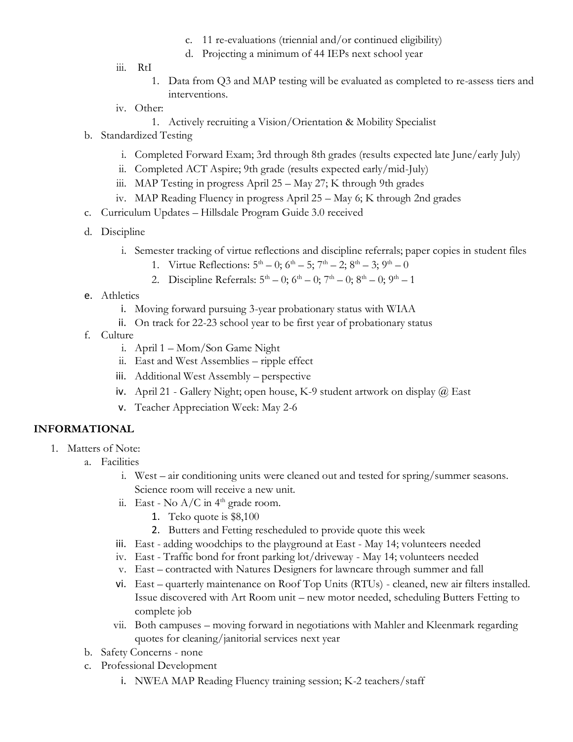c. 11 re-evaluations (triennial and/or continued eligibility)
d. Projecting a minimum of 44 IEPs next school year

iii. RtI

1. Data from Q3 and MAP testing will be evaluated as completed to re-assess tiers and interventions.

iv. Other:

1. Actively recruiting a Vision/Orientation & Mobility Specialist

b. Standardized Testing

i. Completed Forward Exam; 3rd through 8th grades (results expected late June/early July)
ii. Completed ACT Aspire; 9th grade (results expected early/mid-July)
iii. MAP Testing in progress April 25 – May 27; K through 9th grades
iv. MAP Reading Fluency in progress April 25 – May 6; K through 2nd grades

c. Curriculum Updates – Hillsdale Program Guide 3.0 received

d. Discipline

i. Semester tracking of virtue reflections and discipline referrals; paper copies in student files

1. Virtue Reflections: 5th – 0; 6th – 5; 7th – 2; 8th – 3; 9th – 0
2. Discipline Referrals: 5th – 0; 6th – 0; 7th – 0; 8th – 0; 9th – 1

e. Athletics

i. Moving forward pursuing 3-year probationary status with WIAA
ii. On track for 22-23 school year to be first year of probationary status

f. Culture

i. April 1 – Mom/Son Game Night
ii. East and West Assemblies – ripple effect
iii. Additional West Assembly – perspective
iv. April 21 - Gallery Night; open house, K-9 student artwork on display @ East
v. Teacher Appreciation Week: May 2-6

**INFORMATIONAL**

1. Matters of Note:

a. Facilities

i. West – air conditioning units were cleaned out and tested for spring/summer seasons. Science room will receive a new unit.
ii. East - No A/C in 4th grade room.

1. Teko quote is $8,100
2. Butters and Fetting rescheduled to provide quote this week

iii. East - adding woodchips to the playground at East - May 14; volunteers needed
iv. East - Traffic bond for front parking lot/driveway - May 14; volunteers needed
v. East – contracted with Natures Designers for lawncare through summer and fall
vi. East – quarterly maintenance on Roof Top Units (RTUs) - cleaned, new air filters installed. Issue discovered with Art Room unit – new motor needed, scheduling Butters Fetting to complete job
vii. Both campuses – moving forward in negotiations with Mahler and Kleenmark regarding quotes for cleaning/janitorial services next year

b. Safety Concerns - none

c. Professional Development

i. NWEA MAP Reading Fluency training session; K-2 teachers/staff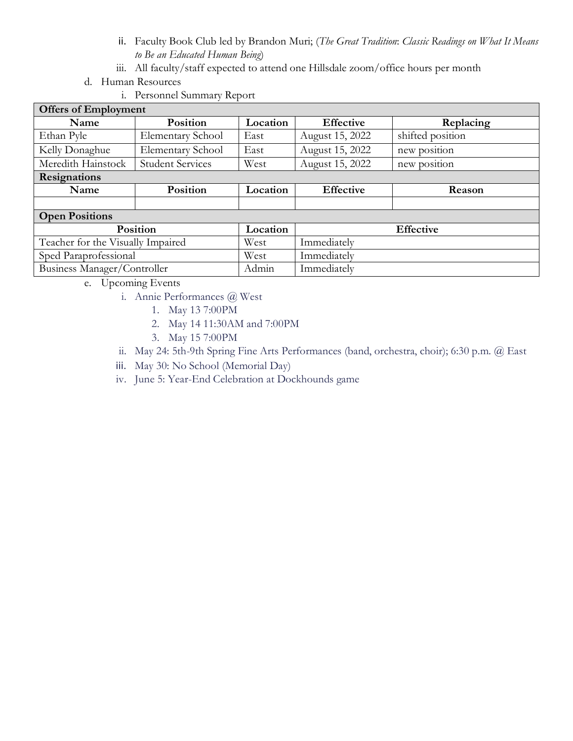ii. Faculty Book Club led by Brandon Muri; (*The Great Tradition*: *Classic Readings on What It Means to Be an Educated Human Being*)
   iii. All faculty/staff expected to attend one Hillsdale zoom/office hours per month

d. Human Resources
   i. Personnel Summary Report

| Offers of Employment | | | | |
|---|---|---|---|---|
| **Name** | **Position** | **Location** | **Effective** | **Replacing** |
| Ethan Pyle | Elementary School | East | August 15, 2022 | shifted position |
| Kelly Donaghue | Elementary School | East | August 15, 2022 | new position |
| Meredith Hainstock | Student Services | West | August 15, 2022 | new position |
| **Resignations** | | | | |
| **Name** | **Position** | **Location** | **Effective** | **Reason** |
| | | | | |
| **Open Positions** | | | | |
| **Position** | | **Location** | **Effective** | |
| Teacher for the Visually Impaired | | West | Immediately | |
| Sped Paraprofessional | | West | Immediately | |
| Business Manager/Controller | | Admin | Immediately | |

e. Upcoming Events
   i. Annie Performances @ West
      1. May 13 7:00PM
      2. May 14 11:30AM and 7:00PM
      3. May 15 7:00PM
   ii. May 24: 5th-9th Spring Fine Arts Performances (band, orchestra, choir); 6:30 p.m. @ East
   iii. May 30: No School (Memorial Day)
   iv. June 5: Year-End Celebration at Dockhounds game